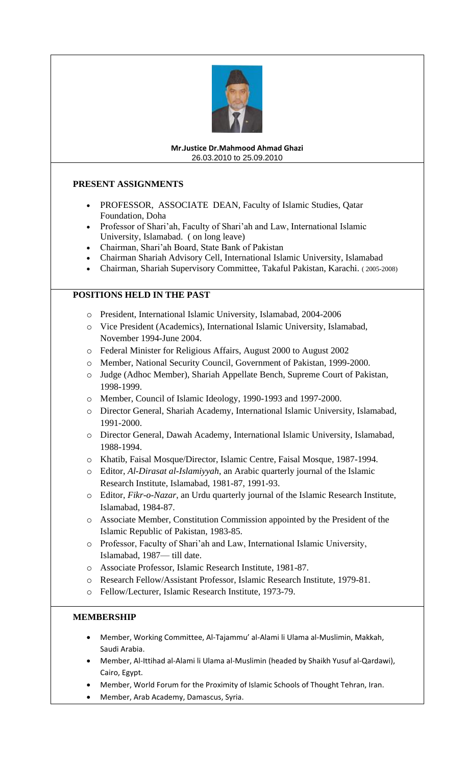**Mr.Justice Dr.Mahmood Ahmad Ghazi**
26.03.2010 to 25.09.2010

## PRESENT ASSIGNMENTS

- PROFESSOR, ASSOCIATE DEAN, Faculty of Islamic Studies, Qatar Foundation, Doha
- Professor of Shari'ah, Faculty of Shari'ah and Law, International Islamic University, Islamabad. ( on long leave)
- Chairman, Shari'ah Board, State Bank of Pakistan
- Chairman Shariah Advisory Cell, International Islamic University, Islamabad
- Chairman, Shariah Supervisory Committee, Takaful Pakistan, Karachi. ( 2005-2008)

## POSITIONS HELD IN THE PAST

- President, International Islamic University, Islamabad, 2004-2006
- Vice President (Academics), International Islamic University, Islamabad, November 1994-June 2004.
- Federal Minister for Religious Affairs, August 2000 to August 2002
- Member, National Security Council, Government of Pakistan, 1999-2000.
- Judge (Adhoc Member), Shariah Appellate Bench, Supreme Court of Pakistan, 1998-1999.
- Member, Council of Islamic Ideology, 1990-1993 and 1997-2000.
- Director General, Shariah Academy, International Islamic University, Islamabad, 1991-2000.
- Director General, Dawah Academy, International Islamic University, Islamabad, 1988-1994.
- Khatib, Faisal Mosque/Director, Islamic Centre, Faisal Mosque, 1987-1994.
- Editor, *Al-Dirasat al-Islamiyyah*, an Arabic quarterly journal of the Islamic Research Institute, Islamabad, 1981-87, 1991-93.
- Editor, *Fikr-o-Nazar*, an Urdu quarterly journal of the Islamic Research Institute, Islamabad, 1984-87.
- Associate Member, Constitution Commission appointed by the President of the Islamic Republic of Pakistan, 1983-85.
- Professor, Faculty of Shari'ah and Law, International Islamic University, Islamabad, 1987— till date.
- Associate Professor, Islamic Research Institute, 1981-87.
- Research Fellow/Assistant Professor, Islamic Research Institute, 1979-81.
- Fellow/Lecturer, Islamic Research Institute, 1973-79.

## MEMBERSHIP

- Member, Working Committee, Al-Tajammu' al-Alami li Ulama al-Muslimin, Makkah, Saudi Arabia.
- Member, Al-Ittihad al-Alami li Ulama al-Muslimin (headed by Shaikh Yusuf al-Qardawi), Cairo, Egypt.
- Member, World Forum for the Proximity of Islamic Schools of Thought Tehran, Iran.
- Member, Arab Academy, Damascus, Syria.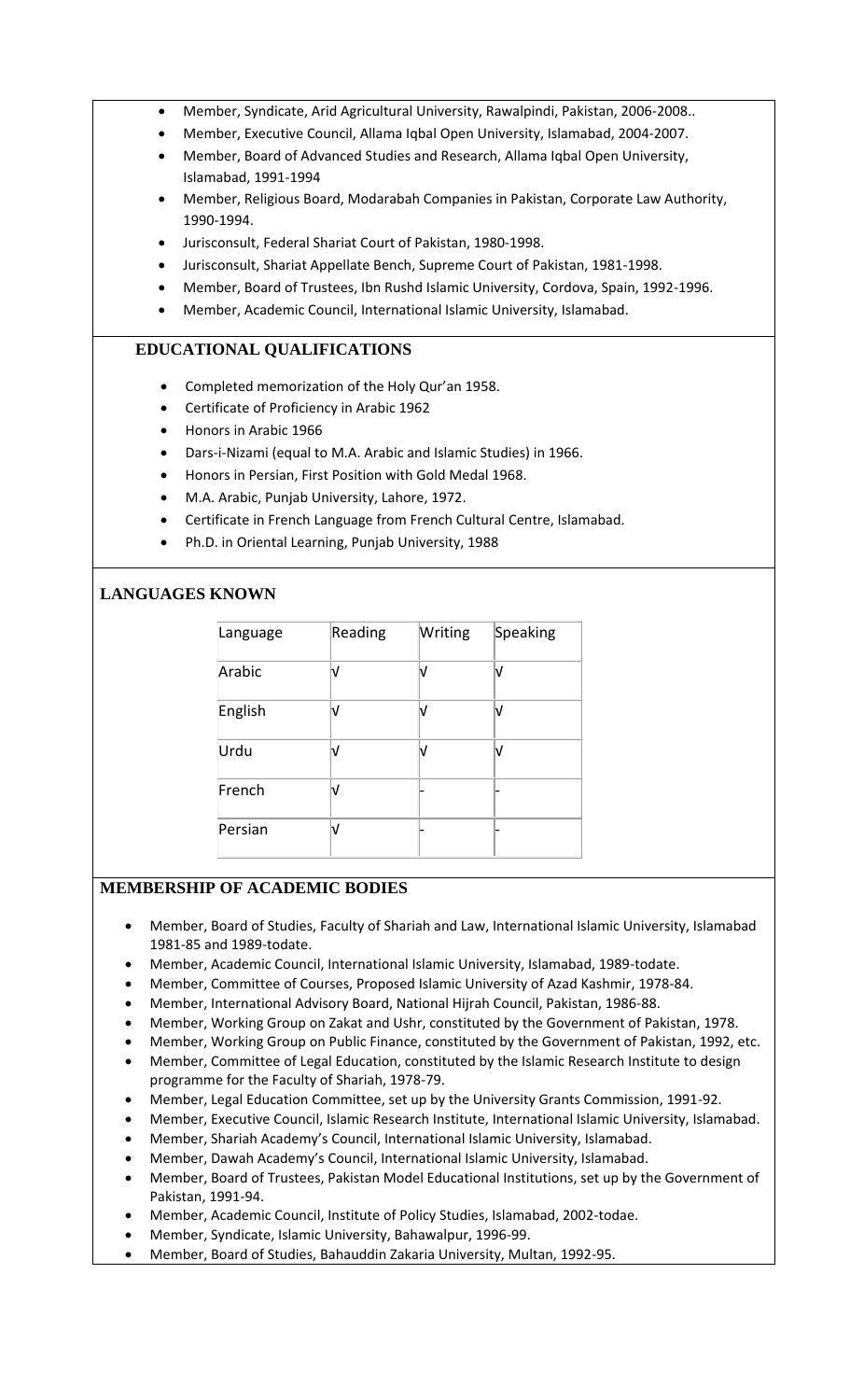- Member, Syndicate, Arid Agricultural University, Rawalpindi, Pakistan, 2006-2008..
- Member, Executive Council, Allama Iqbal Open University, Islamabad, 2004-2007.
- Member, Board of Advanced Studies and Research, Allama Iqbal Open University, Islamabad, 1991-1994
- Member, Religious Board, Modarabah Companies in Pakistan, Corporate Law Authority, 1990-1994.
- Jurisconsult, Federal Shariat Court of Pakistan, 1980-1998.
- Jurisconsult, Shariat Appellate Bench, Supreme Court of Pakistan, 1981-1998.
- Member, Board of Trustees, Ibn Rushd Islamic University, Cordova, Spain, 1992-1996.
- Member, Academic Council, International Islamic University, Islamabad.

## EDUCATIONAL QUALIFICATIONS

- Completed memorization of the Holy Qur'an 1958.
- Certificate of Proficiency in Arabic 1962
- Honors in Arabic 1966
- Dars-i-Nizami (equal to M.A. Arabic and Islamic Studies) in 1966.
- Honors in Persian, First Position with Gold Medal 1968.
- M.A. Arabic, Punjab University, Lahore, 1972.
- Certificate in French Language from French Cultural Centre, Islamabad.
- Ph.D. in Oriental Learning, Punjab University, 1988

## LANGUAGES KNOWN

| Language | Reading | Writing | Speaking |
|---|---|---|---|
| Arabic | √ | √ | √ |
| English | √ | √ | √ |
| Urdu | √ | √ | √ |
| French | √ | - | - |
| Persian | √ | - | - |

## MEMBERSHIP OF ACADEMIC BODIES

- Member, Board of Studies, Faculty of Shariah and Law, International Islamic University, Islamabad 1981-85 and 1989-todate.
- Member, Academic Council, International Islamic University, Islamabad, 1989-todate.
- Member, Committee of Courses, Proposed Islamic University of Azad Kashmir, 1978-84.
- Member, International Advisory Board, National Hijrah Council, Pakistan, 1986-88.
- Member, Working Group on Zakat and Ushr, constituted by the Government of Pakistan, 1978.
- Member, Working Group on Public Finance, constituted by the Government of Pakistan, 1992, etc.
- Member, Committee of Legal Education, constituted by the Islamic Research Institute to design programme for the Faculty of Shariah, 1978-79.
- Member, Legal Education Committee, set up by the University Grants Commission, 1991-92.
- Member, Executive Council, Islamic Research Institute, International Islamic University, Islamabad.
- Member, Shariah Academy's Council, International Islamic University, Islamabad.
- Member, Dawah Academy's Council, International Islamic University, Islamabad.
- Member, Board of Trustees, Pakistan Model Educational Institutions, set up by the Government of Pakistan, 1991-94.
- Member, Academic Council, Institute of Policy Studies, Islamabad, 2002-todae.
- Member, Syndicate, Islamic University, Bahawalpur, 1996-99.
- Member, Board of Studies, Bahauddin Zakaria University, Multan, 1992-95.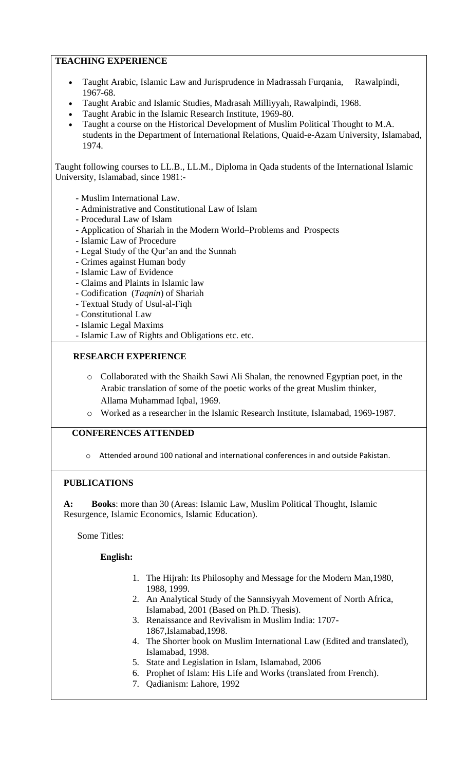**TEACHING EXPERIENCE**

- Taught Arabic, Islamic Law and Jurisprudence in Madrassah Furqania, Rawalpindi, 1967-68.
- Taught Arabic and Islamic Studies, Madrasah Milliyyah, Rawalpindi, 1968.
- Taught Arabic in the Islamic Research Institute, 1969-80.
- Taught a course on the Historical Development of Muslim Political Thought to M.A. students in the Department of International Relations, Quaid-e-Azam University, Islamabad, 1974.

Taught following courses to LL.B., LL.M., Diploma in Qada students of the International Islamic University, Islamabad, since 1981:-

- Muslim International Law.
- Administrative and Constitutional Law of Islam
- Procedural Law of Islam
- Application of Shariah in the Modern World–Problems and Prospects
- Islamic Law of Procedure
- Legal Study of the Qur'an and the Sunnah
- Crimes against Human body
- Islamic Law of Evidence
- Claims and Plaints in Islamic law
- Codification (*Taqnin*) of Shariah
- Textual Study of Usul-al-Fiqh
- Constitutional Law
- Islamic Legal Maxims
- Islamic Law of Rights and Obligations etc. etc.

**RESEARCH EXPERIENCE**

- Collaborated with the Shaikh Sawi Ali Shalan, the renowned Egyptian poet, in the Arabic translation of some of the poetic works of the great Muslim thinker, Allama Muhammad Iqbal, 1969.
- Worked as a researcher in the Islamic Research Institute, Islamabad, 1969-1987.

**CONFERENCES ATTENDED**

- Attended around 100 national and international conferences in and outside Pakistan.

**PUBLICATIONS**

**A: Books**: more than 30 (Areas: Islamic Law, Muslim Political Thought, Islamic Resurgence, Islamic Economics, Islamic Education).

Some Titles:

**English:**

1. The Hijrah: Its Philosophy and Message for the Modern Man,1980, 1988, 1999.
2. An Analytical Study of the Sannsiyyah Movement of North Africa, Islamabad, 2001 (Based on Ph.D. Thesis).
3. Renaissance and Revivalism in Muslim India: 1707-1867,Islamabad,1998.
4. The Shorter book on Muslim International Law (Edited and translated), Islamabad, 1998.
5. State and Legislation in Islam, Islamabad, 2006
6. Prophet of Islam: His Life and Works (translated from French).
7. Qadianism: Lahore, 1992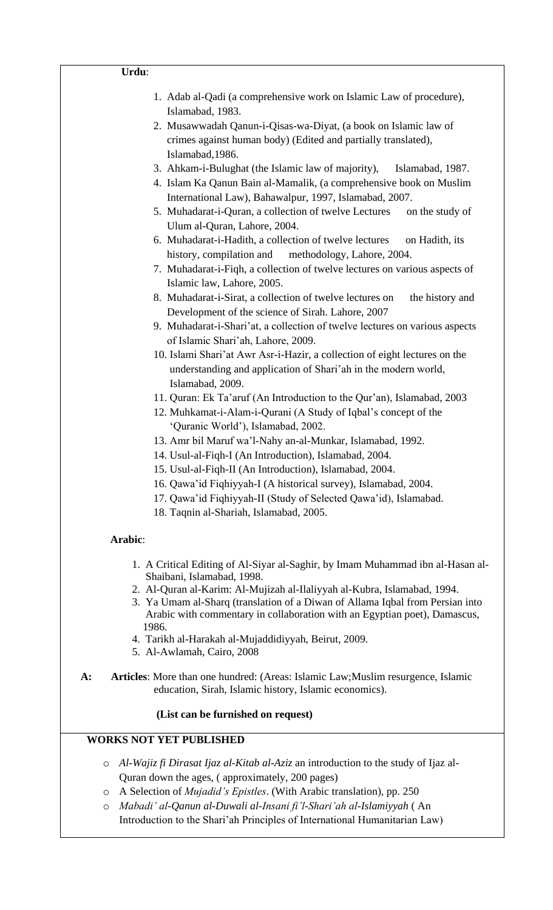**Urdu**:

1. Adab al-Qadi (a comprehensive work on Islamic Law of procedure), Islamabad, 1983.
2. Musawwadah Qanun-i-Qisas-wa-Diyat, (a book on Islamic law of crimes against human body) (Edited and partially translated), Islamabad,1986.
3. Ahkam-i-Bulughat (the Islamic law of majority), Islamabad, 1987.
4. Islam Ka Qanun Bain al-Mamalik, (a comprehensive book on Muslim International Law), Bahawalpur, 1997, Islamabad, 2007.
5. Muhadarat-i-Quran, a collection of twelve Lectures on the study of Ulum al-Quran, Lahore, 2004.
6. Muhadarat-i-Hadith, a collection of twelve lectures on Hadith, its history, compilation and methodology, Lahore, 2004.
7. Muhadarat-i-Fiqh, a collection of twelve lectures on various aspects of Islamic law, Lahore, 2005.
8. Muhadarat-i-Sirat, a collection of twelve lectures on the history and Development of the science of Sirah. Lahore, 2007
9. Muhadarat-i-Shari'at, a collection of twelve lectures on various aspects of Islamic Shari'ah, Lahore, 2009.
10. Islami Shari'at Awr Asr-i-Hazir, a collection of eight lectures on the understanding and application of Shari'ah in the modern world, Islamabad, 2009.
11. Quran: Ek Ta'aruf (An Introduction to the Qur'an), Islamabad, 2003
12. Muhkamat-i-Alam-i-Qurani (A Study of Iqbal's concept of the 'Quranic World'), Islamabad, 2002.
13. Amr bil Maruf wa'l-Nahy an-al-Munkar, Islamabad, 1992.
14. Usul-al-Fiqh-I (An Introduction), Islamabad, 2004.
15. Usul-al-Fiqh-II (An Introduction), Islamabad, 2004.
16. Qawa'id Fiqhiyyah-I (A historical survey), Islamabad, 2004.
17. Qawa'id Fiqhiyyah-II (Study of Selected Qawa'id), Islamabad.
18. Taqnin al-Shariah, Islamabad, 2005.

**Arabic**:

1. A Critical Editing of Al-Siyar al-Saghir, by Imam Muhammad ibn al-Hasan al-Shaibani, Islamabad, 1998.
2. Al-Quran al-Karim: Al-Mujizah al-Ilaliyyah al-Kubra, Islamabad, 1994.
3. Ya Umam al-Sharq (translation of a Diwan of Allama Iqbal from Persian into Arabic with commentary in collaboration with an Egyptian poet), Damascus, 1986.
4. Tarikh al-Harakah al-Mujaddidiyyah, Beirut, 2009.
5. Al-Awlamah, Cairo, 2008

**A:** **Articles**: More than one hundred: (Areas: Islamic Law;Muslim resurgence, Islamic education, Sirah, Islamic history, Islamic economics).

**(List can be furnished on request)**

**WORKS NOT YET PUBLISHED**

- *Al-Wajiz fi Dirasat Ijaz al-Kitab al-Aziz* an introduction to the study of Ijaz al-Quran down the ages, ( approximately, 200 pages)
- A Selection of *Mujadid's Epistles*. (With Arabic translation), pp. 250
- *Mabadi' al-Qanun al-Duwali al-Insani fi'l-Shari'ah al-Islamiyyah* ( An Introduction to the Shari'ah Principles of International Humanitarian Law)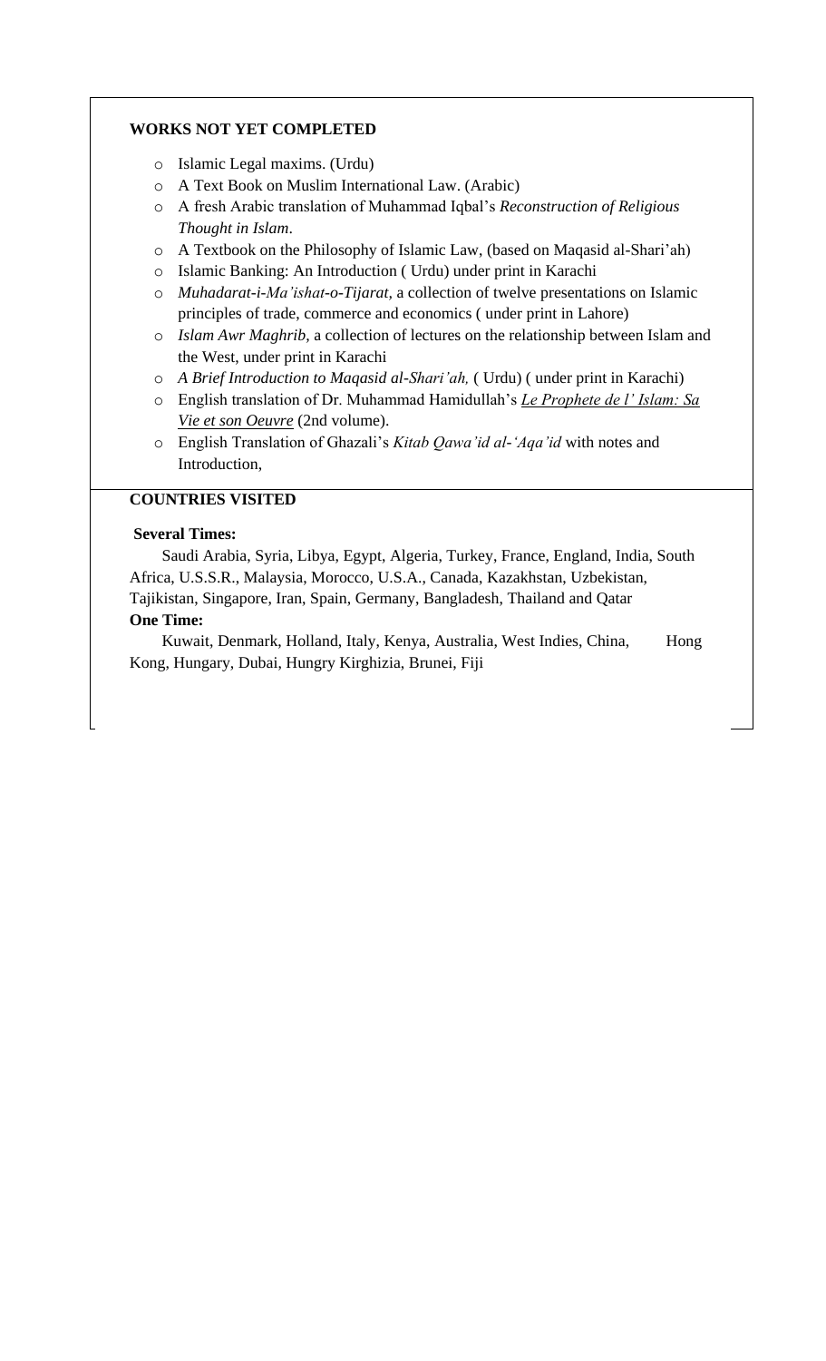**WORKS NOT YET COMPLETED**

- Islamic Legal maxims. (Urdu)
- A Text Book on Muslim International Law. (Arabic)
- A fresh Arabic translation of Muhammad Iqbal's *Reconstruction of Religious Thought in Islam*.
- A Textbook on the Philosophy of Islamic Law, (based on Maqasid al-Shari'ah)
- Islamic Banking: An Introduction ( Urdu) under print in Karachi
- *Muhadarat-i-Ma'ishat-o-Tijarat,* a collection of twelve presentations on Islamic principles of trade, commerce and economics ( under print in Lahore)
- *Islam Awr Maghrib,* a collection of lectures on the relationship between Islam and the West, under print in Karachi
- *A Brief Introduction to Maqasid al-Shari'ah,* ( Urdu) ( under print in Karachi)
- English translation of Dr. Muhammad Hamidullah's *Le Prophete de l' Islam: Sa Vie et son Oeuvre* (2nd volume).
- English Translation of Ghazali's *Kitab Qawa'id al-'Aqa'id* with notes and Introduction,

**COUNTRIES VISITED**

**Several Times:**

Saudi Arabia, Syria, Libya, Egypt, Algeria, Turkey, France, England, India, South Africa, U.S.S.R., Malaysia, Morocco, U.S.A., Canada, Kazakhstan, Uzbekistan, Tajikistan, Singapore, Iran, Spain, Germany, Bangladesh, Thailand and Qatar

**One Time:**

Kuwait, Denmark, Holland, Italy, Kenya, Australia, West Indies, China, Hong Kong, Hungary, Dubai, Hungry Kirghizia, Brunei, Fiji